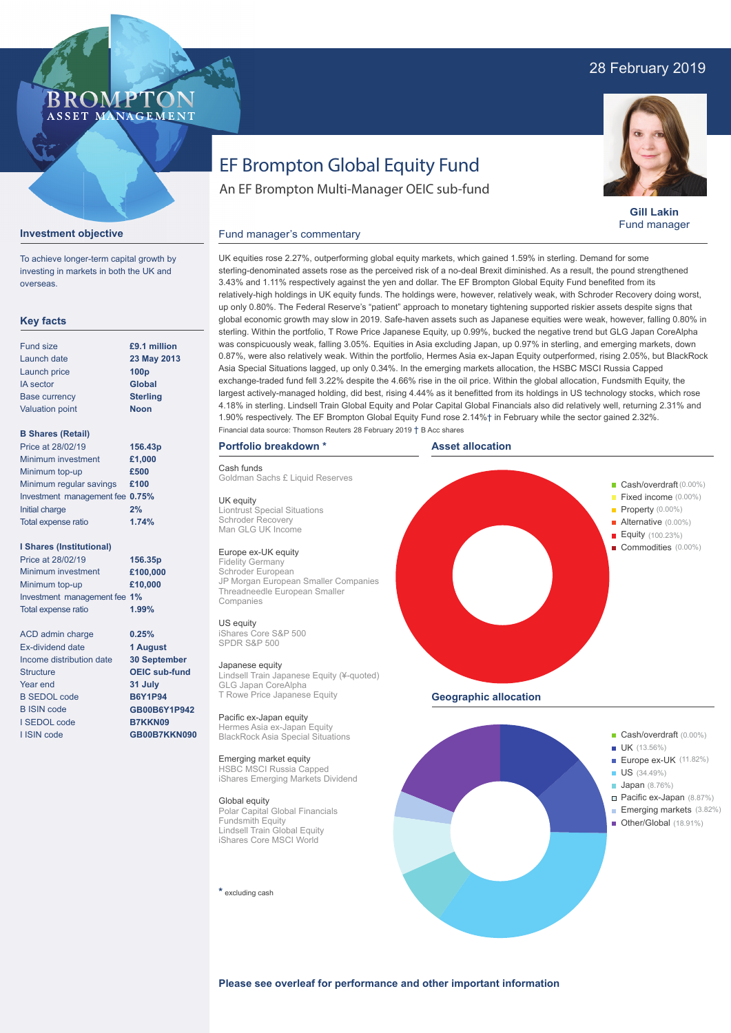28 February 2019

BROMPTON ASSET MANAGEMENT

# EF Brompton Global Equity Fund

An EF Brompton Multi-Manager OEIC sub-fund

**Gill Lakin**
Fund manager

## Investment objective

To achieve longer-term capital growth by investing in markets in both the UK and overseas.

## Key facts

| | |
|---|---|
| Fund size | **£9.1 million** |
| Launch date | **23 May 2013** |
| Launch price | **100p** |
| IA sector | **Global** |
| Base currency | **Sterling** |
| Valuation point | **Noon** |

**B Shares (Retail)**

| | |
|---|---|
| Price at 28/02/19 | **156.43p** |
| Minimum investment | **£1,000** |
| Minimum top-up | **£500** |
| Minimum regular savings | **£100** |
| Investment management fee | **0.75%** |
| Initial charge | **2%** |
| Total expense ratio | **1.74%** |

**I Shares (Institutional)**

| | |
|---|---|
| Price at 28/02/19 | **156.35p** |
| Minimum investment | **£100,000** |
| Minimum top-up | **£10,000** |
| Investment management fee | **1%** |
| Total expense ratio | **1.99%** |

| | |
|---|---|
| ACD admin charge | **0.25%** |
| Ex-dividend date | **1 August** |
| Income distribution date | **30 September** |
| Structure | **OEIC sub-fund** |
| Year end | **31 July** |
| B SEDOL code | **B6Y1P94** |
| B ISIN code | **GB00B6Y1P942** |
| I SEDOL code | **B7KKN09** |
| I ISIN code | **GB00B7KKN090** |

## Fund manager's commentary

UK equities rose 2.27%, outperforming global equity markets, which gained 1.59% in sterling. Demand for some sterling-denominated assets rose as the perceived risk of a no-deal Brexit diminished. As a result, the pound strengthened 3.43% and 1.11% respectively against the yen and dollar. The EF Brompton Global Equity Fund benefited from its relatively-high holdings in UK equity funds. The holdings were, however, relatively weak, with Schroder Recovery doing worst, up only 0.80%. The Federal Reserve's "patient" approach to monetary tightening supported riskier assets despite signs that global economic growth may slow in 2019. Safe-haven assets such as Japanese equities were weak, however, falling 0.80% in sterling. Within the portfolio, T Rowe Price Japanese Equity, up 0.99%, bucked the negative trend but GLG Japan CoreAlpha was conspicuously weak, falling 3.05%. Equities in Asia excluding Japan, up 0.97% in sterling, and emerging markets, down 0.87%, were also relatively weak. Within the portfolio, Hermes Asia ex-Japan Equity outperformed, rising 2.05%, but BlackRock Asia Special Situations lagged, up only 0.34%. In the emerging markets allocation, the HSBC MSCI Russia Capped exchange-traded fund fell 3.22% despite the 4.66% rise in the oil price. Within the global allocation, Fundsmith Equity, the largest actively-managed holding, did best, rising 4.44% as it benefitted from its holdings in US technology stocks, which rose 4.18% in sterling. Lindsell Train Global Equity and Polar Capital Global Financials also did relatively well, returning 2.31% and 1.90% respectively. The EF Brompton Global Equity Fund rose 2.14%† in February while the sector gained 2.32%.

Financial data source: Thomson Reuters 28 February 2019 † B Acc shares

## Portfolio breakdown *

**Cash funds**
Goldman Sachs £ Liquid Reserves

**UK equity**
Liontrust Special Situations
Schroder Recovery
Man GLG UK Income

**Europe ex-UK equity**
Fidelity Germany
Schroder European
JP Morgan European Smaller Companies
Threadneedle European Smaller Companies

**US equity**
iShares Core S&P 500
SPDR S&P 500

**Japanese equity**
Lindsell Train Japanese Equity (¥-quoted)
GLG Japan CoreAlpha
T Rowe Price Japanese Equity

**Pacific ex-Japan equity**
Hermes Asia ex-Japan Equity
BlackRock Asia Special Situations

**Emerging market equity**
HSBC MSCI Russia Capped
iShares Emerging Markets Dividend

**Global equity**
Polar Capital Global Financials
Fundsmith Equity
Lindsell Train Global Equity
iShares Core MSCI World

* excluding cash

## Asset allocation

- Cash/overdraft (0.00%)
- Fixed income (0.00%)
- Property (0.00%)
- Alternative (0.00%)
- Equity (100.23%)
- Commodities (0.00%)

## Geographic allocation

- Cash/overdraft (0.00%)
- UK (13.56%)
- Europe ex-UK (11.82%)
- US (34.49%)
- Japan (8.76%)
- Pacific ex-Japan (8.87%)
- Emerging markets (3.82%)
- Other/Global (18.91%)

**Please see overleaf for performance and other important information**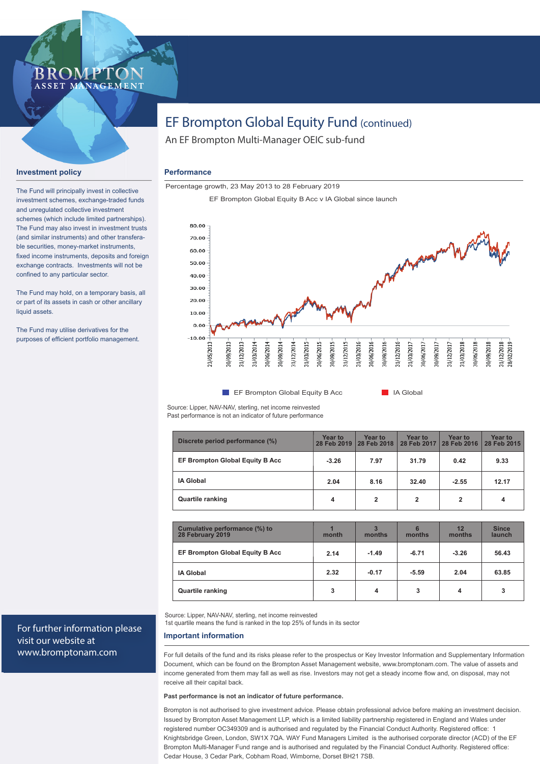# EF Brompton Global Equity Fund (continued)

An EF Brompton Multi-Manager OEIC sub-fund

## Investment policy

The Fund will principally invest in collective investment schemes, exchange-traded funds and unregulated collective investment schemes (which include limited partnerships). The Fund may also invest in investment trusts (and similar instruments) and other transferable securities, money-market instruments, fixed income instruments, deposits and foreign exchange contracts. Investments will not be confined to any particular sector.

The Fund may hold, on a temporary basis, all or part of its assets in cash or other ancillary liquid assets.

The Fund may utilise derivatives for the purposes of efficient portfolio management.

## Performance

Percentage growth, 23 May 2013 to 28 February 2019

EF Brompton Global Equity B Acc v IA Global since launch

80.00
70.00
60.00
50.00
40.00
30.00
20.00
10.00
0.00
-10.00

23/05/2013 30/09/2013 31/12/2013 31/03/2014 30/06/2014 30/09/2014 31/12/2014 31/03/2015 30/06/2015 30/09/2015 31/12/2015 31/03/2016 30/06/2016 30/09/2016 31/12/2016 31/03/2017 30/06/2017 30/09/2017 31/12/2017 31/03/2018 30/06/2018 30/09/2018 31/12/2018 28/02/2019

EF Brompton Global Equity B Acc — IA Global

Source: Lipper, NAV-NAV, sterling, net income reinvested
Past performance is not an indicator of future performance

| Discrete period performance (%) | Year to 28 Feb 2019 | Year to 28 Feb 2018 | Year to 28 Feb 2017 | Year to 28 Feb 2016 | Year to 28 Feb 2015 |
|---|---|---|---|---|---|
| **EF Brompton Global Equity B Acc** | -3.26 | 7.97 | 31.79 | 0.42 | 9.33 |
| **IA Global** | 2.04 | 8.16 | 32.40 | -2.55 | 12.17 |
| **Quartile ranking** | 4 | 2 | 2 | 2 | 4 |

| Cumulative performance (%) to 28 February 2019 | 1 month | 3 months | 6 months | 12 months | Since launch |
|---|---|---|---|---|---|
| **EF Brompton Global Equity B Acc** | 2.14 | -1.49 | -6.71 | -3.26 | 56.43 |
| **IA Global** | 2.32 | -0.17 | -5.59 | 2.04 | 63.85 |
| **Quartile ranking** | 3 | 4 | 3 | 4 | 3 |

Source: Lipper, NAV-NAV, sterling, net income reinvested
1st quartile means the fund is ranked in the top 25% of funds in its sector

## Important information

For full details of the fund and its risks please refer to the prospectus or Key Investor Information and Supplementary Information Document, which can be found on the Brompton Asset Management website, www.bromptonam.com. The value of assets and income generated from them may fall as well as rise. Investors may not get a steady income flow and, on disposal, may not receive all their capital back.

**Past performance is not an indicator of future performance.**

Brompton is not authorised to give investment advice. Please obtain professional advice before making an investment decision. Issued by Brompton Asset Management LLP, which is a limited liability partnership registered in England and Wales under registered number OC349309 and is authorised and regulated by the Financial Conduct Authority. Registered office: 1 Knightsbridge Green, London, SW1X 7QA. WAY Fund Managers Limited is the authorised corporate director (ACD) of the EF Brompton Multi-Manager Fund range and is authorised and regulated by the Financial Conduct Authority. Registered office: Cedar House, 3 Cedar Park, Cobham Road, Wimborne, Dorset BH21 7SB.

For further information please visit our website at www.bromptonam.com